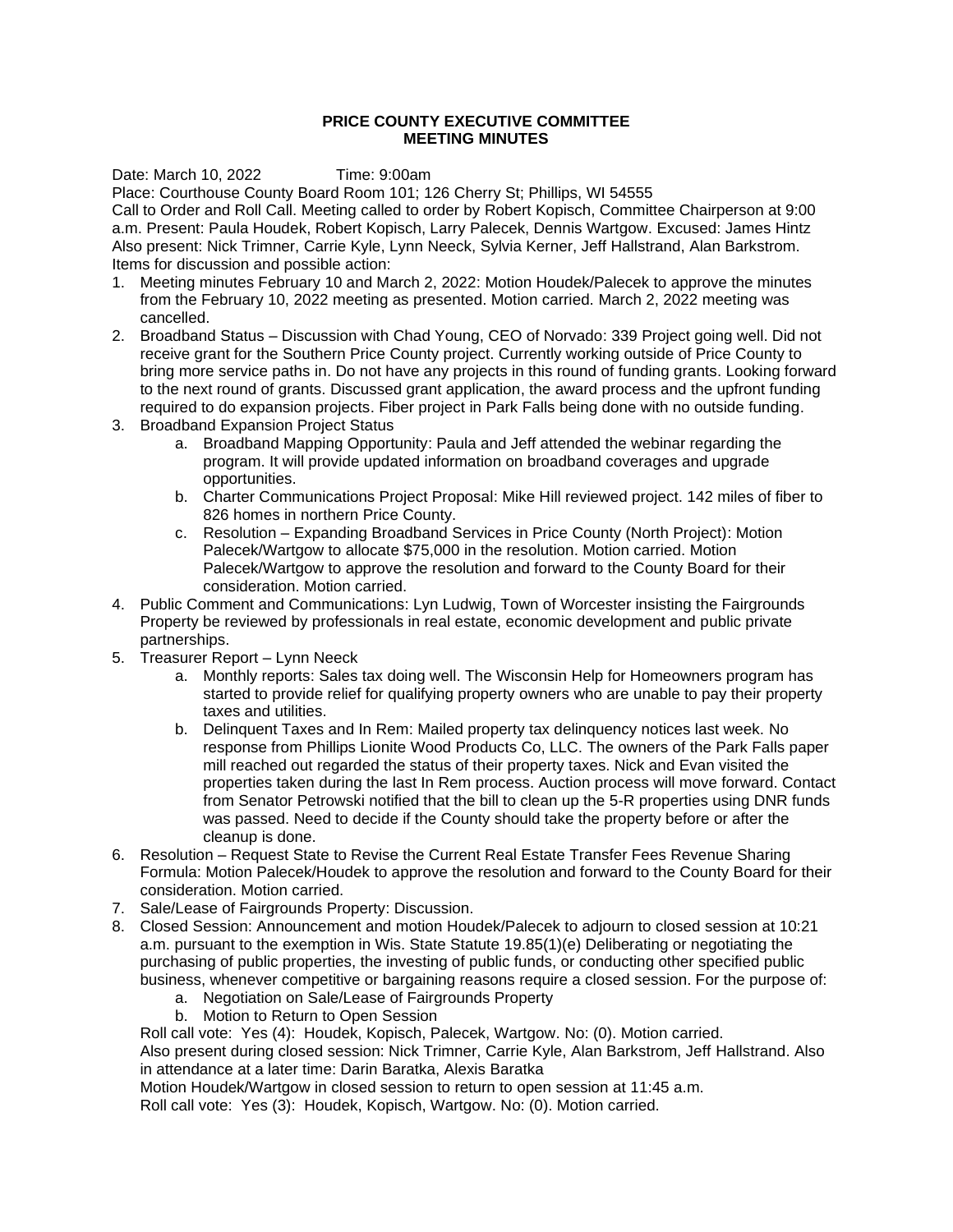# PRICE COUNTY EXECUTIVE COMMITTEE
# MEETING MINUTES

Date: March 10, 2022 Time: 9:00am
Place: Courthouse County Board Room 101; 126 Cherry St; Phillips, WI 54555
Call to Order and Roll Call. Meeting called to order by Robert Kopisch, Committee Chairperson at 9:00 a.m. Present: Paula Houdek, Robert Kopisch, Larry Palecek, Dennis Wartgow. Excused: James Hintz
Also present: Nick Trimner, Carrie Kyle, Lynn Neeck, Sylvia Kerner, Jeff Hallstrand, Alan Barkstrom.
Items for discussion and possible action:

1. Meeting minutes February 10 and March 2, 2022: Motion Houdek/Palecek to approve the minutes from the February 10, 2022 meeting as presented. Motion carried. March 2, 2022 meeting was cancelled.
2. Broadband Status – Discussion with Chad Young, CEO of Norvado: 339 Project going well. Did not receive grant for the Southern Price County project. Currently working outside of Price County to bring more service paths in. Do not have any projects in this round of funding grants. Looking forward to the next round of grants. Discussed grant application, the award process and the upfront funding required to do expansion projects. Fiber project in Park Falls being done with no outside funding.
3. Broadband Expansion Project Status
    a. Broadband Mapping Opportunity: Paula and Jeff attended the webinar regarding the program. It will provide updated information on broadband coverages and upgrade opportunities.
    b. Charter Communications Project Proposal: Mike Hill reviewed project. 142 miles of fiber to 826 homes in northern Price County.
    c. Resolution – Expanding Broadband Services in Price County (North Project): Motion Palecek/Wartgow to allocate $75,000 in the resolution. Motion carried. Motion Palecek/Wartgow to approve the resolution and forward to the County Board for their consideration. Motion carried.
4. Public Comment and Communications: Lyn Ludwig, Town of Worcester insisting the Fairgrounds Property be reviewed by professionals in real estate, economic development and public private partnerships.
5. Treasurer Report – Lynn Neeck
    a. Monthly reports: Sales tax doing well. The Wisconsin Help for Homeowners program has started to provide relief for qualifying property owners who are unable to pay their property taxes and utilities.
    b. Delinquent Taxes and In Rem: Mailed property tax delinquency notices last week. No response from Phillips Lionite Wood Products Co, LLC. The owners of the Park Falls paper mill reached out regarded the status of their property taxes. Nick and Evan visited the properties taken during the last In Rem process. Auction process will move forward. Contact from Senator Petrowski notified that the bill to clean up the 5-R properties using DNR funds was passed. Need to decide if the County should take the property before or after the cleanup is done.
6. Resolution – Request State to Revise the Current Real Estate Transfer Fees Revenue Sharing Formula: Motion Palecek/Houdek to approve the resolution and forward to the County Board for their consideration. Motion carried.
7. Sale/Lease of Fairgrounds Property: Discussion.
8. Closed Session: Announcement and motion Houdek/Palecek to adjourn to closed session at 10:21 a.m. pursuant to the exemption in Wis. State Statute 19.85(1)(e) Deliberating or negotiating the purchasing of public properties, the investing of public funds, or conducting other specified public business, whenever competitive or bargaining reasons require a closed session. For the purpose of:
    a. Negotiation on Sale/Lease of Fairgrounds Property
    b. Motion to Return to Open Session

   Roll call vote: Yes (4): Houdek, Kopisch, Palecek, Wartgow. No: (0). Motion carried.
   Also present during closed session: Nick Trimner, Carrie Kyle, Alan Barkstrom, Jeff Hallstrand. Also in attendance at a later time: Darin Baratka, Alexis Baratka
   Motion Houdek/Wartgow in closed session to return to open session at 11:45 a.m.
   Roll call vote: Yes (3): Houdek, Kopisch, Wartgow. No: (0). Motion carried.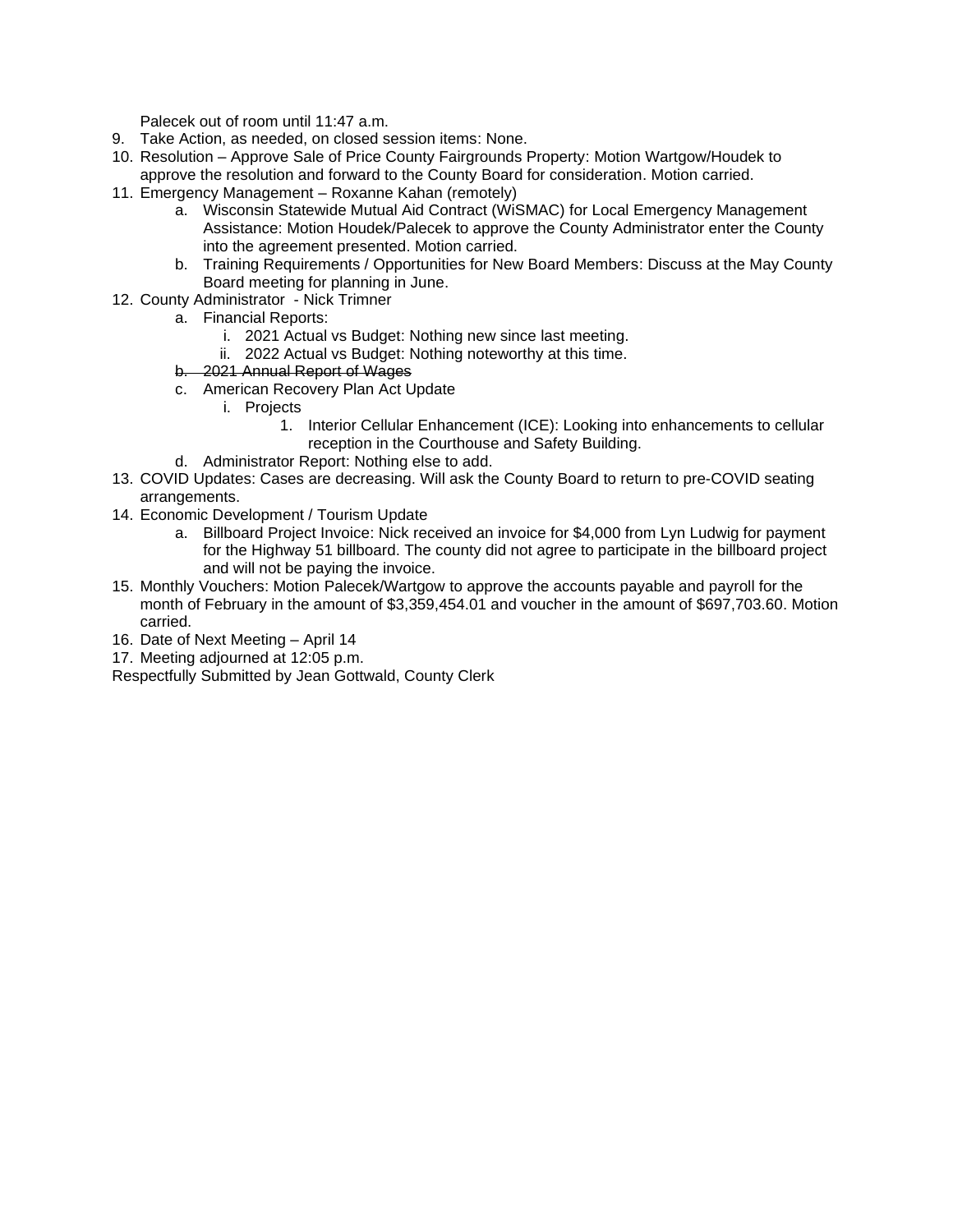Palecek out of room until 11:47 a.m.

9. Take Action, as needed, on closed session items: None.
10. Resolution – Approve Sale of Price County Fairgrounds Property: Motion Wartgow/Houdek to approve the resolution and forward to the County Board for consideration. Motion carried.
11. Emergency Management – Roxanne Kahan (remotely)
    a. Wisconsin Statewide Mutual Aid Contract (WiSMAC) for Local Emergency Management Assistance: Motion Houdek/Palecek to approve the County Administrator enter the County into the agreement presented. Motion carried.
    b. Training Requirements / Opportunities for New Board Members: Discuss at the May County Board meeting for planning in June.
12. County Administrator - Nick Trimner
    a. Financial Reports:
        i. 2021 Actual vs Budget: Nothing new since last meeting.
        ii. 2022 Actual vs Budget: Nothing noteworthy at this time.
    b. ~~2021 Annual Report of Wages~~
    c. American Recovery Plan Act Update
        i. Projects
            1. Interior Cellular Enhancement (ICE): Looking into enhancements to cellular reception in the Courthouse and Safety Building.
    d. Administrator Report: Nothing else to add.
13. COVID Updates: Cases are decreasing. Will ask the County Board to return to pre-COVID seating arrangements.
14. Economic Development / Tourism Update
    a. Billboard Project Invoice: Nick received an invoice for $4,000 from Lyn Ludwig for payment for the Highway 51 billboard. The county did not agree to participate in the billboard project and will not be paying the invoice.
15. Monthly Vouchers: Motion Palecek/Wartgow to approve the accounts payable and payroll for the month of February in the amount of $3,359,454.01 and voucher in the amount of $697,703.60. Motion carried.
16. Date of Next Meeting – April 14
17. Meeting adjourned at 12:05 p.m.

Respectfully Submitted by Jean Gottwald, County Clerk